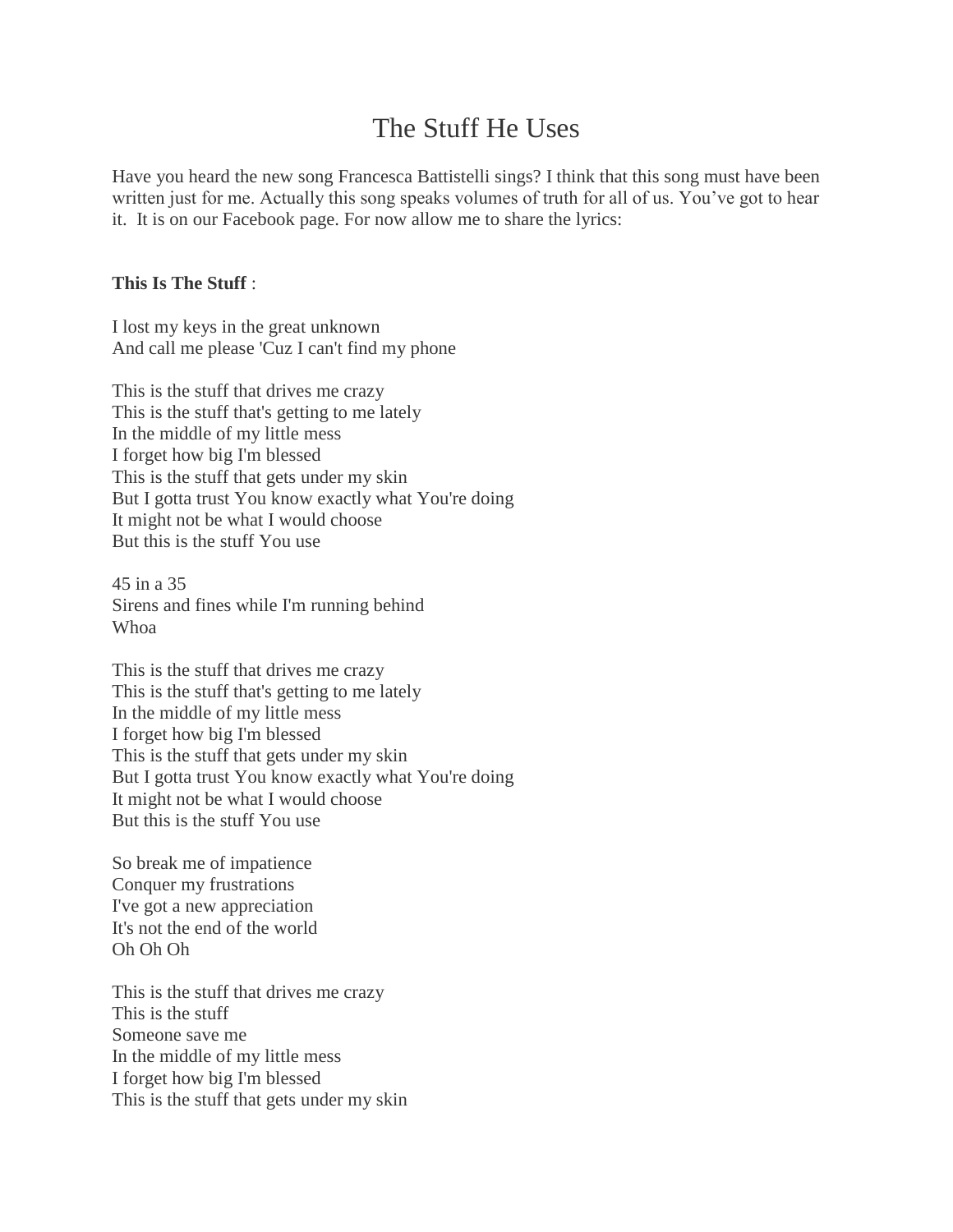# The Stuff He Uses

Have you heard the new song Francesca Battistelli sings? I think that this song must have been written just for me. Actually this song speaks volumes of truth for all of us. You've got to hear it. It is on our Facebook page. For now allow me to share the lyrics:

**This Is The Stuff** :

I lost my keys in the great unknown
And call me please 'Cuz I can't find my phone

This is the stuff that drives me crazy
This is the stuff that's getting to me lately
In the middle of my little mess
I forget how big I'm blessed
This is the stuff that gets under my skin
But I gotta trust You know exactly what You're doing
It might not be what I would choose
But this is the stuff You use

45 in a 35
Sirens and fines while I'm running behind
Whoa

This is the stuff that drives me crazy
This is the stuff that's getting to me lately
In the middle of my little mess
I forget how big I'm blessed
This is the stuff that gets under my skin
But I gotta trust You know exactly what You're doing
It might not be what I would choose
But this is the stuff You use

So break me of impatience
Conquer my frustrations
I've got a new appreciation
It's not the end of the world
Oh Oh Oh

This is the stuff that drives me crazy
This is the stuff
Someone save me
In the middle of my little mess
I forget how big I'm blessed
This is the stuff that gets under my skin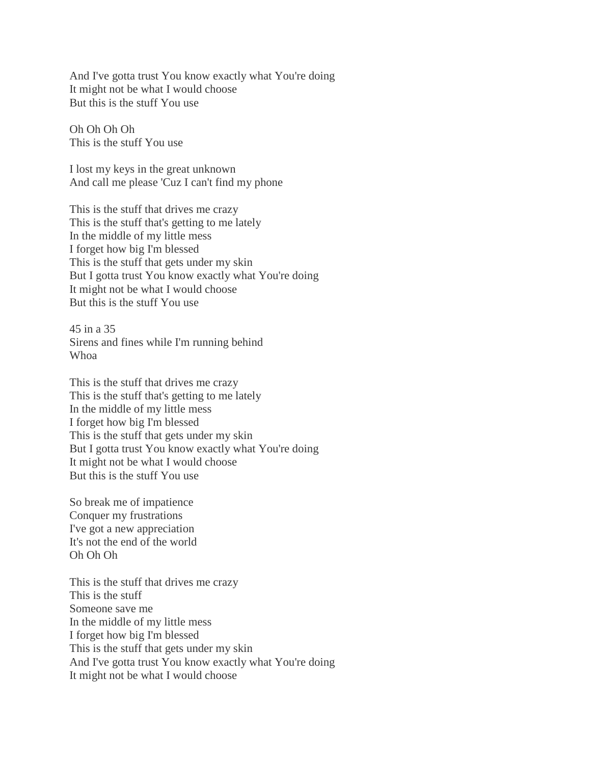And I've gotta trust You know exactly what You're doing
It might not be what I would choose
But this is the stuff You use

Oh Oh Oh Oh
This is the stuff You use

I lost my keys in the great unknown
And call me please 'Cuz I can't find my phone

This is the stuff that drives me crazy
This is the stuff that's getting to me lately
In the middle of my little mess
I forget how big I'm blessed
This is the stuff that gets under my skin
But I gotta trust You know exactly what You're doing
It might not be what I would choose
But this is the stuff You use

45 in a 35
Sirens and fines while I'm running behind
Whoa

This is the stuff that drives me crazy
This is the stuff that's getting to me lately
In the middle of my little mess
I forget how big I'm blessed
This is the stuff that gets under my skin
But I gotta trust You know exactly what You're doing
It might not be what I would choose
But this is the stuff You use

So break me of impatience
Conquer my frustrations
I've got a new appreciation
It's not the end of the world
Oh Oh Oh

This is the stuff that drives me crazy
This is the stuff
Someone save me
In the middle of my little mess
I forget how big I'm blessed
This is the stuff that gets under my skin
And I've gotta trust You know exactly what You're doing
It might not be what I would choose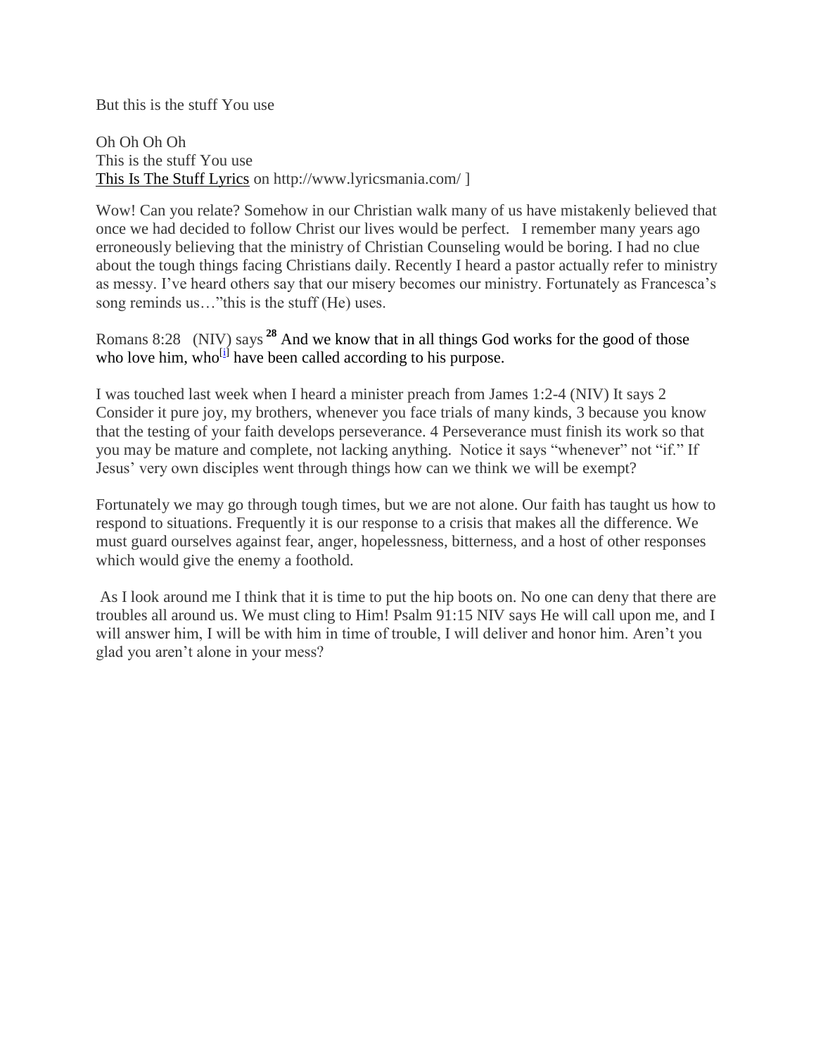But this is the stuff You use

Oh Oh Oh Oh
This is the stuff You use
This Is The Stuff Lyrics on http://www.lyricsmania.com/ ]

Wow! Can you relate? Somehow in our Christian walk many of us have mistakenly believed that once we had decided to follow Christ our lives would be perfect. I remember many years ago erroneously believing that the ministry of Christian Counseling would be boring. I had no clue about the tough things facing Christians daily. Recently I heard a pastor actually refer to ministry as messy. I've heard others say that our misery becomes our ministry. Fortunately as Francesca's song reminds us…"this is the stuff (He) uses.

Romans 8:28 (NIV) says **28** And we know that in all things God works for the good of those who love him, who[i] have been called according to his purpose.

I was touched last week when I heard a minister preach from James 1:2-4 (NIV) It says 2 Consider it pure joy, my brothers, whenever you face trials of many kinds, 3 because you know that the testing of your faith develops perseverance. 4 Perseverance must finish its work so that you may be mature and complete, not lacking anything. Notice it says "whenever" not "if." If Jesus' very own disciples went through things how can we think we will be exempt?

Fortunately we may go through tough times, but we are not alone. Our faith has taught us how to respond to situations. Frequently it is our response to a crisis that makes all the difference. We must guard ourselves against fear, anger, hopelessness, bitterness, and a host of other responses which would give the enemy a foothold.

As I look around me I think that it is time to put the hip boots on. No one can deny that there are troubles all around us. We must cling to Him! Psalm 91:15 NIV says He will call upon me, and I will answer him, I will be with him in time of trouble, I will deliver and honor him. Aren't you glad you aren't alone in your mess?